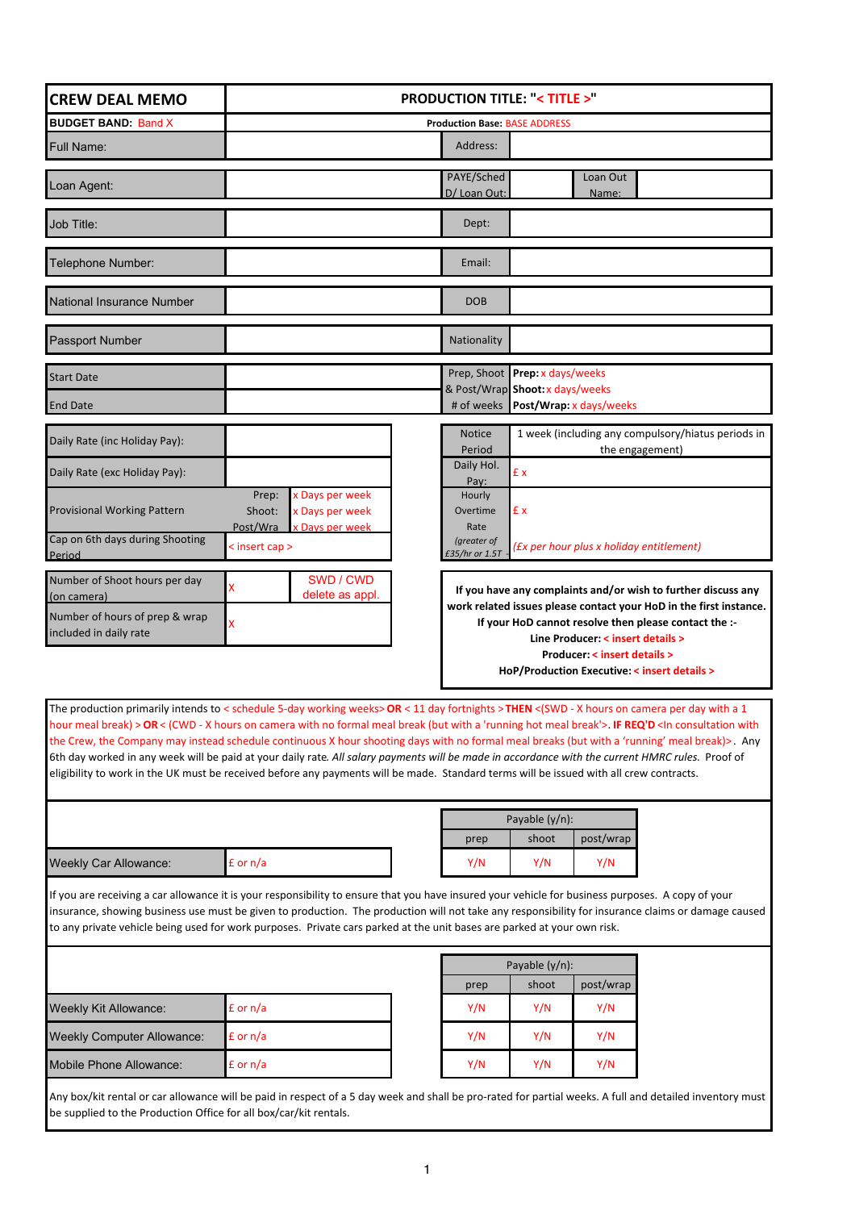| CREW DEAL MEMO | PRODUCTION TITLE: "< TITLE >" | | |
|---|---|---|---|
| **BUDGET BAND:** Band X | **Production Base:** BASE ADDRESS | | |
| Full Name: | | Address: | |

| | | | | | |
|---|---|---|---|---|---|
| Loan Agent: | | PAYE/Sched D/ Loan Out: | | Loan Out Name: | |
| Job Title: | | Dept: | | | |
| Telephone Number: | | Email: | | | |
| National Insurance Number | | DOB | | | |
| Passport Number | | Nationality | | | |
| Start Date | | Prep, Shoot & Post/Wrap # of weeks | **Prep:** x days/weeks **Shoot:** x days/weeks **Post/Wrap:** x days/weeks | | |
| End Date | | | | | |

| | | | | |
|---|---|---|---|---|
| Daily Rate (inc Holiday Pay): | | | Notice Period | 1 week (including any compulsory/hiatus periods in the engagement) |
| Daily Rate (exc Holiday Pay): | | | Daily Hol. Pay: | £ x |
| Provisional Working Pattern | Prep: | x Days per week | Hourly Overtime Rate | £ x |
| | Shoot: | x Days per week | | |
| | Post/Wra | x Days per week | | |
| Cap on 6th days during Shooting Period | < insert cap > | | *(greater of £35/hr or 1.5T -* | *(£x per hour plus x holiday entitlement)* |

| | | |
|---|---|---|
| Number of Shoot hours per day (on camera) | X | SWD / CWD delete as appl. |
| Number of hours of prep & wrap included in daily rate | X | |

**If you have any complaints and/or wish to further discuss any work related issues please contact your HoD in the first instance.**
**If your HoD cannot resolve then please contact the :-**
**Line Producer: < insert details >**
**Producer: < insert details >**
**HoP/Production Executive: < insert details >**

The production primarily intends to < schedule 5-day working weeks> **OR** < 11 day fortnights > **THEN** <(SWD - X hours on camera per day with a 1 hour meal break) > **OR** < (CWD - X hours on camera with no formal meal break (but with a 'running hot meal break'>. **IF REQ'D** <In consultation with the Crew, the Company may instead schedule continuous X hour shooting days with no formal meal breaks (but with a 'running' meal break)>. Any 6th day worked in any week will be paid at your daily rate. *All salary payments will be made in accordance with the current HMRC rules.* Proof of eligibility to work in the UK must be received before any payments will be made. Standard terms will be issued with all crew contracts.

| | | Payable (y/n): | | |
|---|---|---|---|---|
| | | prep | shoot | post/wrap |
| Weekly Car Allowance: | £ or n/a | Y/N | Y/N | Y/N |

If you are receiving a car allowance it is your responsibility to ensure that you have insured your vehicle for business purposes. A copy of your insurance, showing business use must be given to production. The production will not take any responsibility for insurance claims or damage caused to any private vehicle being used for work purposes. Private cars parked at the unit bases are parked at your own risk.

| | | Payable (y/n): | | |
|---|---|---|---|---|
| | | prep | shoot | post/wrap |
| Weekly Kit Allowance: | £ or n/a | Y/N | Y/N | Y/N |
| Weekly Computer Allowance: | £ or n/a | Y/N | Y/N | Y/N |
| Mobile Phone Allowance: | £ or n/a | Y/N | Y/N | Y/N |

Any box/kit rental or car allowance will be paid in respect of a 5 day week and shall be pro-rated for partial weeks. A full and detailed inventory must be supplied to the Production Office for all box/car/kit rentals.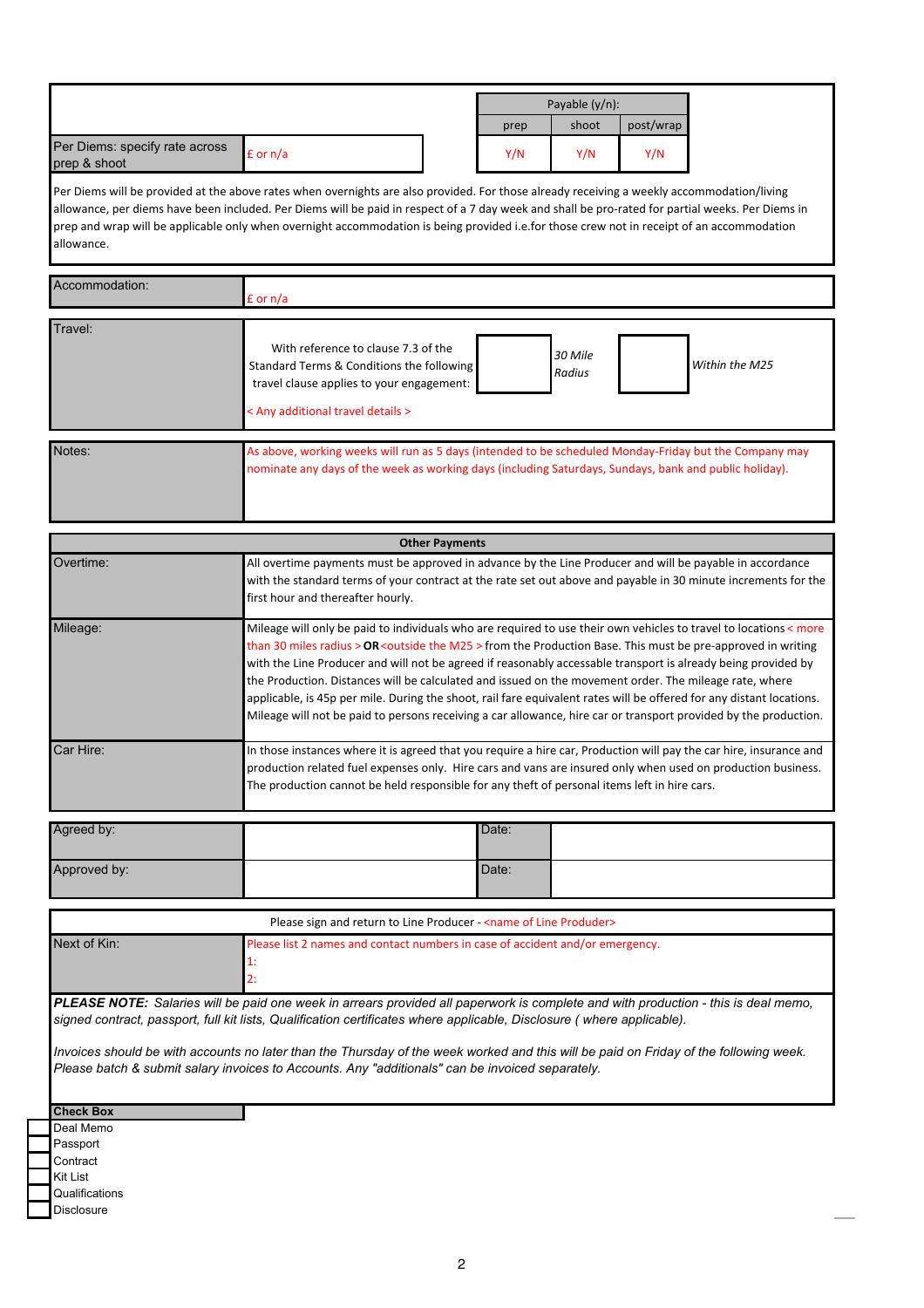| | | Payable (y/n): | | |
|---|---|---|---|---|
| | | prep | shoot | post/wrap |
| Per Diems: specify rate across prep & shoot | £ or n/a | Y/N | Y/N | Y/N |

Per Diems will be provided at the above rates when overnights are also provided. For those already receiving a weekly accommodation/living allowance, per diems have been included. Per Diems will be paid in respect of a 7 day week and shall be pro-rated for partial weeks. Per Diems in prep and wrap will be applicable only when overnight accommodation is being provided i.e.for those crew not in receipt of an accommodation allowance.

| | |
|---|---|
| Accommodation: | £ or n/a |
| Travel: | With reference to clause 7.3 of the Standard Terms & Conditions the following travel clause applies to your engagement: ☐ *30 Mile Radius* ☐ *Within the M25*<br>< Any additional travel details > |
| Notes: | As above, working weeks will run as 5 days (intended to be scheduled Monday-Friday but the Company may nominate any days of the week as working days (including Saturdays, Sundays, bank and public holiday). |

| **Other Payments** | |
|---|---|
| Overtime: | All overtime payments must be approved in advance by the Line Producer and will be payable in accordance with the standard terms of your contract at the rate set out above and payable in 30 minute increments for the first hour and thereafter hourly. |
| Mileage: | Mileage will only be paid to individuals who are required to use their own vehicles to travel to locations < more than 30 miles radius > **OR** <outside the M25 > from the Production Base. This must be pre-approved in writing with the Line Producer and will not be agreed if reasonably accessable transport is already being provided by the Production. Distances will be calculated and issued on the movement order. The mileage rate, where applicable, is 45p per mile. During the shoot, rail fare equivalent rates will be offered for any distant locations. Mileage will not be paid to persons receiving a car allowance, hire car or transport provided by the production. |
| Car Hire: | In those instances where it is agreed that you require a hire car, Production will pay the car hire, insurance and production related fuel expenses only. Hire cars and vans are insured only when used on production business. The production cannot be held responsible for any theft of personal items left in hire cars. |

| | | | |
|---|---|---|---|
| Agreed by: | | Date: | |
| Approved by: | | Date: | |

Please sign and return to Line Producer - <name of Line Produder>

| | |
|---|---|
| Next of Kin: | Please list 2 names and contact numbers in case of accident and/or emergency.<br>1:<br>2: |

***PLEASE NOTE:*** *Salaries will be paid one week in arrears provided all paperwork is complete and with production - this is deal memo, signed contract, passport, full kit lists, Qualification certificates where applicable, Disclosure ( where applicable).*

*Invoices should be with accounts no later than the Thursday of the week worked and this will be paid on Friday of the following week. Please batch & submit salary invoices to Accounts. Any "additionals" can be invoiced separately.*

**Check Box**

- ☐ Deal Memo
- ☐ Passport
- ☐ Contract
- ☐ Kit List
- ☐ Qualifications
- ☐ Disclosure